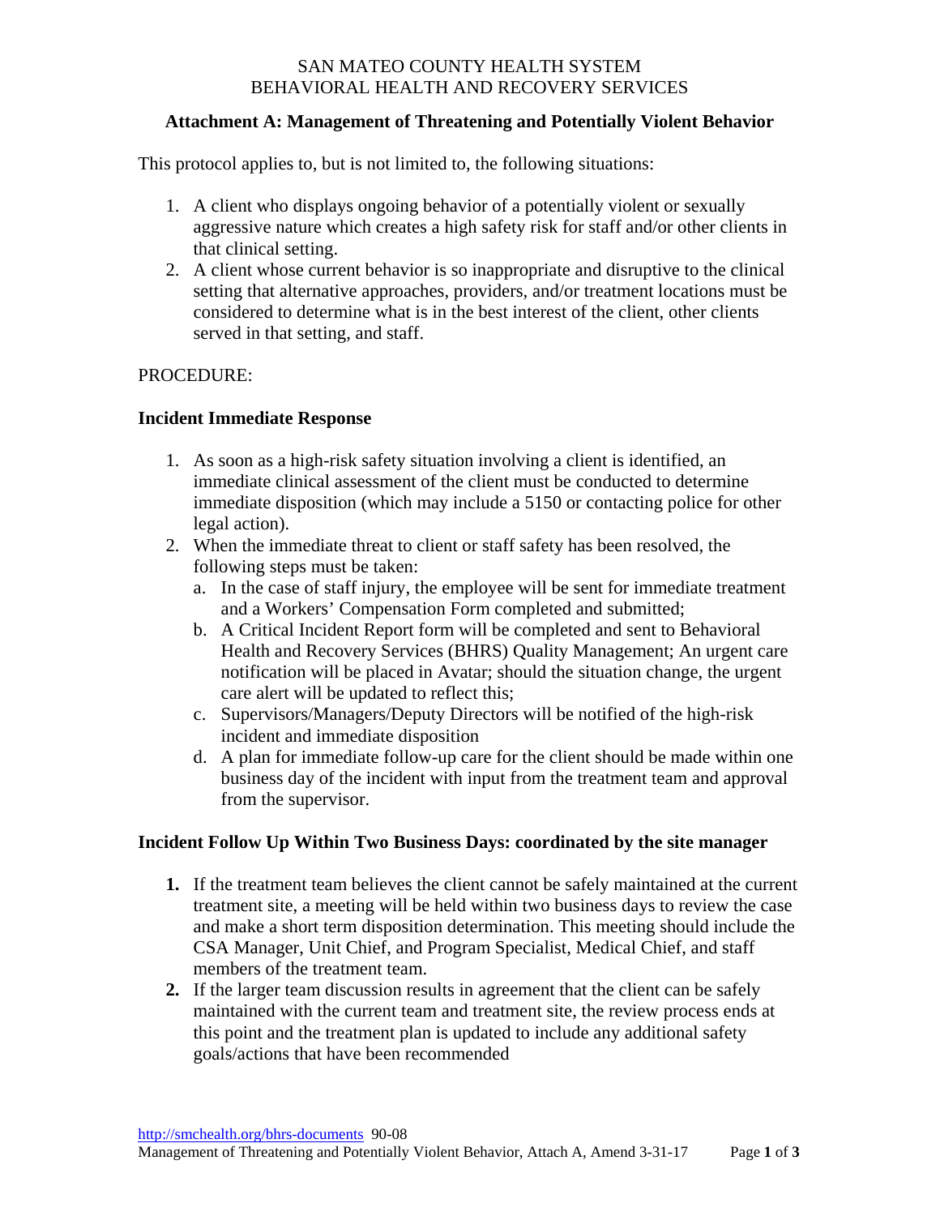SAN MATEO COUNTY HEALTH SYSTEM
BEHAVIORAL HEALTH AND RECOVERY SERVICES

## Attachment A: Management of Threatening and Potentially Violent Behavior

This protocol applies to, but is not limited to, the following situations:

1. A client who displays ongoing behavior of a potentially violent or sexually aggressive nature which creates a high safety risk for staff and/or other clients in that clinical setting.
2. A client whose current behavior is so inappropriate and disruptive to the clinical setting that alternative approaches, providers, and/or treatment locations must be considered to determine what is in the best interest of the client, other clients served in that setting, and staff.

PROCEDURE:

### Incident Immediate Response

1. As soon as a high-risk safety situation involving a client is identified, an immediate clinical assessment of the client must be conducted to determine immediate disposition (which may include a 5150 or contacting police for other legal action).
2. When the immediate threat to client or staff safety has been resolved, the following steps must be taken:
   a. In the case of staff injury, the employee will be sent for immediate treatment and a Workers' Compensation Form completed and submitted;
   b. A Critical Incident Report form will be completed and sent to Behavioral Health and Recovery Services (BHRS) Quality Management; An urgent care notification will be placed in Avatar; should the situation change, the urgent care alert will be updated to reflect this;
   c. Supervisors/Managers/Deputy Directors will be notified of the high-risk incident and immediate disposition
   d. A plan for immediate follow-up care for the client should be made within one business day of the incident with input from the treatment team and approval from the supervisor.

### Incident Follow Up Within Two Business Days: coordinated by the site manager

1. If the treatment team believes the client cannot be safely maintained at the current treatment site, a meeting will be held within two business days to review the case and make a short term disposition determination. This meeting should include the CSA Manager, Unit Chief, and Program Specialist, Medical Chief, and staff members of the treatment team.
2. If the larger team discussion results in agreement that the client can be safely maintained with the current team and treatment site, the review process ends at this point and the treatment plan is updated to include any additional safety goals/actions that have been recommended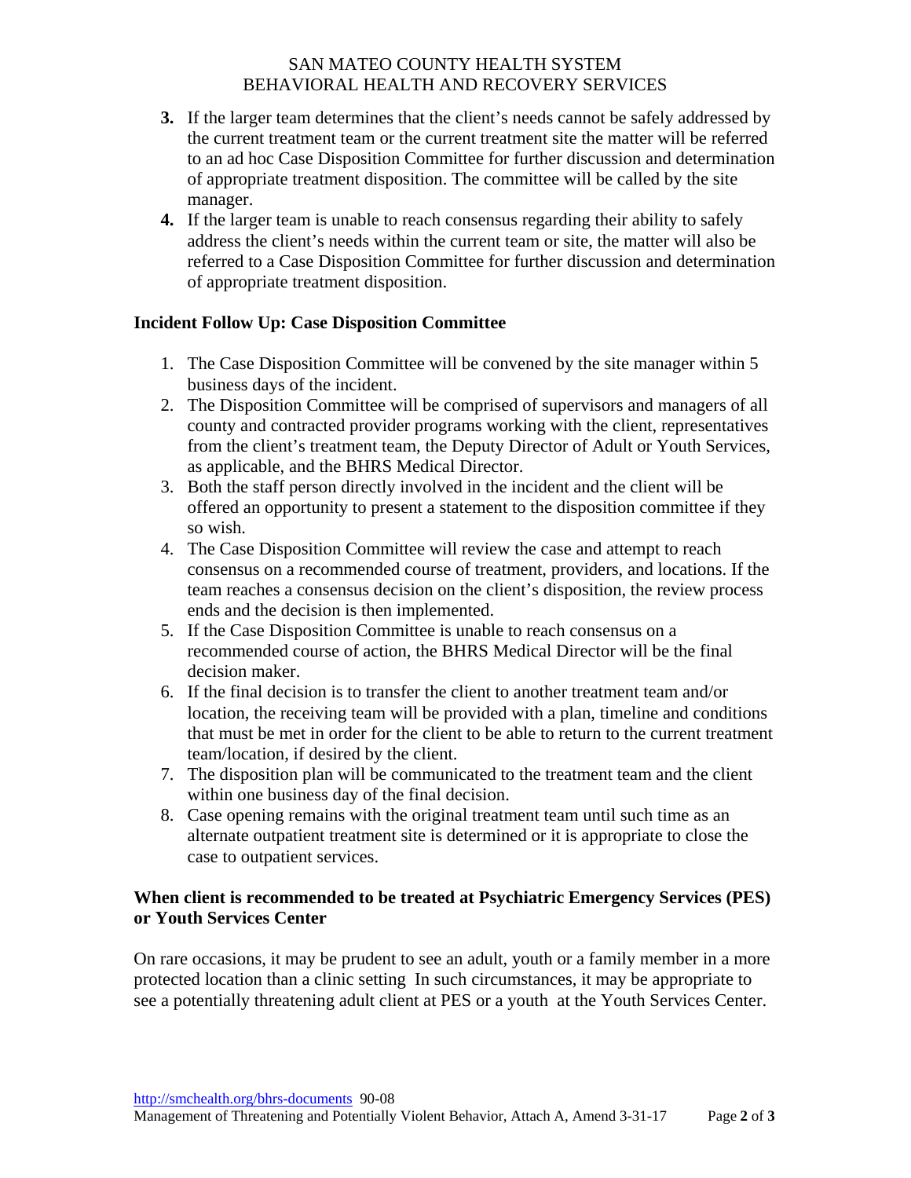3. **3.** If the larger team determines that the client's needs cannot be safely addressed by the current treatment team or the current treatment site the matter will be referred to an ad hoc Case Disposition Committee for further discussion and determination of appropriate treatment disposition. The committee will be called by the site manager.
4. **4.** If the larger team is unable to reach consensus regarding their ability to safely address the client's needs within the current team or site, the matter will also be referred to a Case Disposition Committee for further discussion and determination of appropriate treatment disposition.

**Incident Follow Up: Case Disposition Committee**

1. The Case Disposition Committee will be convened by the site manager within 5 business days of the incident.
2. The Disposition Committee will be comprised of supervisors and managers of all county and contracted provider programs working with the client, representatives from the client's treatment team, the Deputy Director of Adult or Youth Services, as applicable, and the BHRS Medical Director.
3. Both the staff person directly involved in the incident and the client will be offered an opportunity to present a statement to the disposition committee if they so wish.
4. The Case Disposition Committee will review the case and attempt to reach consensus on a recommended course of treatment, providers, and locations. If the team reaches a consensus decision on the client's disposition, the review process ends and the decision is then implemented.
5. If the Case Disposition Committee is unable to reach consensus on a recommended course of action, the BHRS Medical Director will be the final decision maker.
6. If the final decision is to transfer the client to another treatment team and/or location, the receiving team will be provided with a plan, timeline and conditions that must be met in order for the client to be able to return to the current treatment team/location, if desired by the client.
7. The disposition plan will be communicated to the treatment team and the client within one business day of the final decision.
8. Case opening remains with the original treatment team until such time as an alternate outpatient treatment site is determined or it is appropriate to close the case to outpatient services.

**When client is recommended to be treated at Psychiatric Emergency Services (PES) or Youth Services Center**

On rare occasions, it may be prudent to see an adult, youth or a family member in a more protected location than a clinic setting In such circumstances, it may be appropriate to see a potentially threatening adult client at PES or a youth at the Youth Services Center.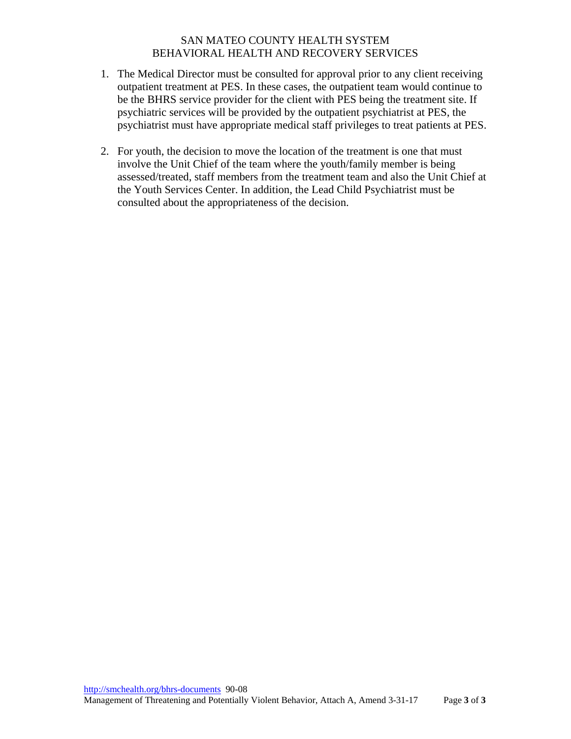1. The Medical Director must be consulted for approval prior to any client receiving outpatient treatment at PES. In these cases, the outpatient team would continue to be the BHRS service provider for the client with PES being the treatment site. If psychiatric services will be provided by the outpatient psychiatrist at PES, the psychiatrist must have appropriate medical staff privileges to treat patients at PES.

2. For youth, the decision to move the location of the treatment is one that must involve the Unit Chief of the team where the youth/family member is being assessed/treated, staff members from the treatment team and also the Unit Chief at the Youth Services Center. In addition, the Lead Child Psychiatrist must be consulted about the appropriateness of the decision.